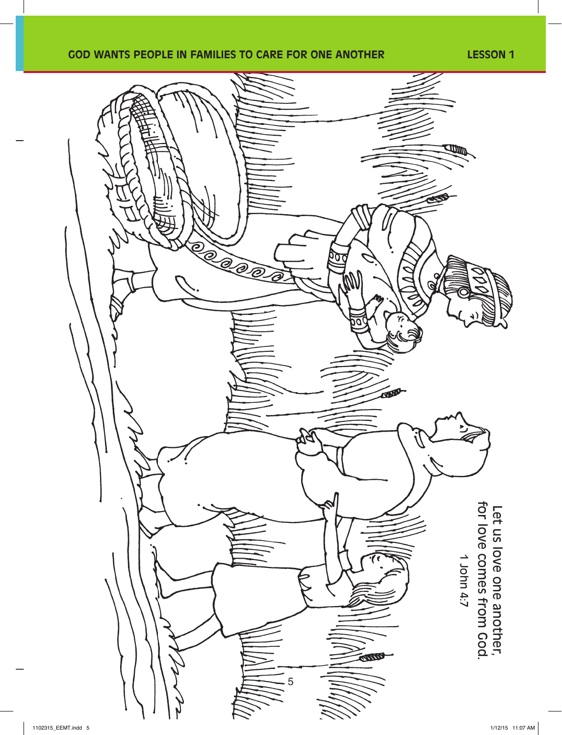GOD WANTS PEOPLE IN FAMILIES TO CARE FOR ONE ANOTHER

LESSON 1

Let us love one another,
for love comes from God.
1 John 4:7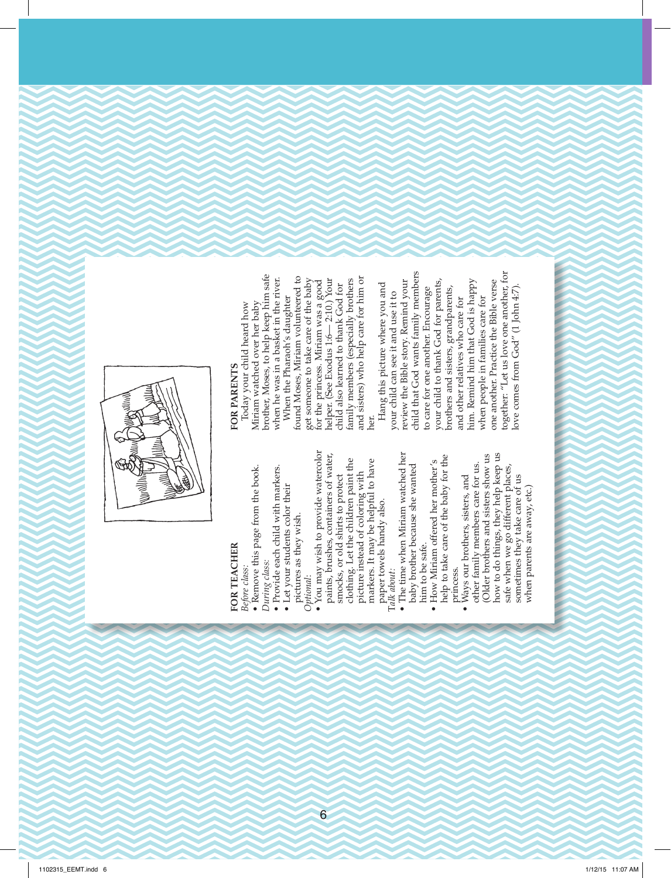## FOR TEACHER

*Before class:*

- Remove this page from the book.

*During class:*

- Provide each child with markers.
- Let your students color their pictures as they wish.

*Optional:*

- You may wish to provide watercolor paints, brushes, containers of water, smocks, or old shirts to protect clothing. Let the children paint the picture instead of coloring with markers. It may be helpful to have paper towels handy also.

*Talk about:*

- The time when Miriam watched her baby brother because she wanted him to be safe.
- How Miriam offered her mother's help to take care of the baby for the princess.
- Ways our brothers, sisters, and other family members care for us. (Older brothers and sisters show us how to do things, they help keep us safe when we go different places, sometimes they take care of us when parents are away, etc.)

## FOR PARENTS

Today your child heard how Miriam watched over her baby brother, Moses, to help keep him safe when he was in a basket in the river. When the Pharaoh's daughter found Moses, Miriam volunteered to get someone to take care of the baby for the princess. Miriam was a good helper. (See Exodus 1:6— 2:10.) Your child also learned to thank God for family members (especially brothers and sisters) who help care for him or her.

Hang this picture where you and your child can see it and use it to review the Bible story. Remind your child that God wants family members to care for one another. Encourage your child to thank God for parents, brothers and sisters, grandparents, and other relatives who care for him. Remind him that God is happy when people in families care for one another. Practice the Bible verse together: "Let us love one another, for love comes from God" (1 John 4:7).